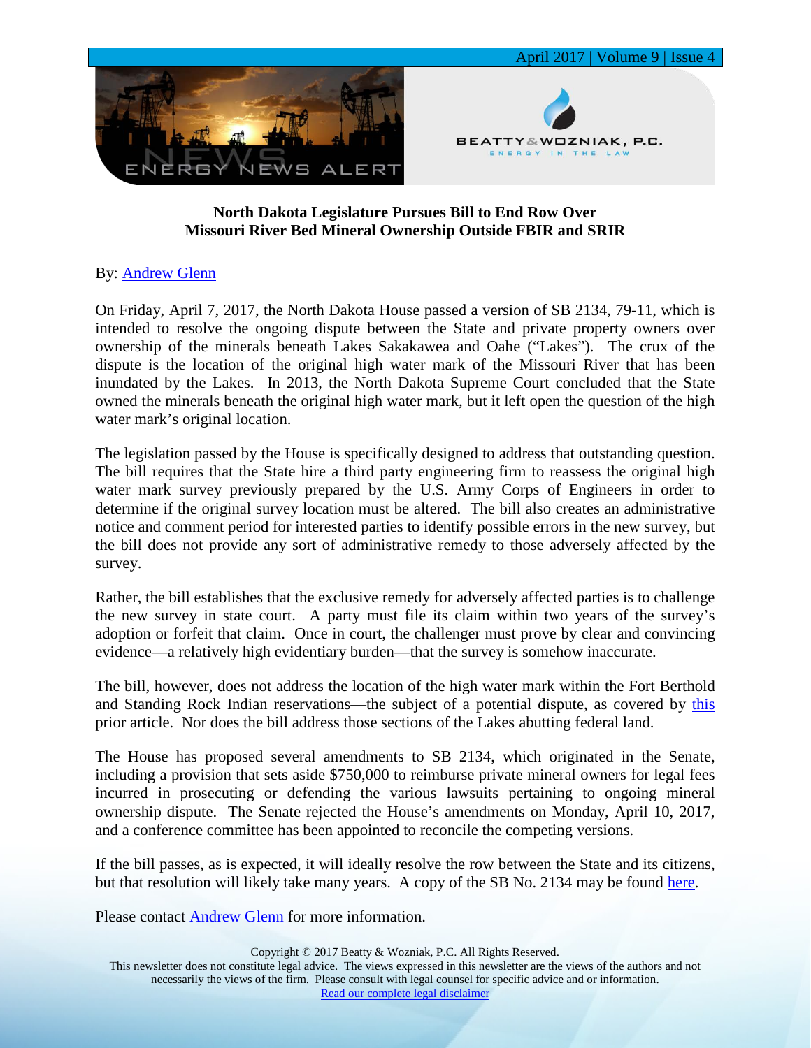## North Dakota Legislature Pursues Bill to End Row Over Missouri River Bed Mineral Ownership Outside FBIR and SRIR

By: Andrew Glenn

On Friday, April 7, 2017, the North Dakota House passed a version of SB 2134, 79-11, which is intended to resolve the ongoing dispute between the State and private property owners over ownership of the minerals beneath Lakes Sakakawea and Oahe ("Lakes"). The crux of the dispute is the location of the original high water mark of the Missouri River that has been inundated by the Lakes. In 2013, the North Dakota Supreme Court concluded that the State owned the minerals beneath the original high water mark, but it left open the question of the high water mark's original location.

The legislation passed by the House is specifically designed to address that outstanding question. The bill requires that the State hire a third party engineering firm to reassess the original high water mark survey previously prepared by the U.S. Army Corps of Engineers in order to determine if the original survey location must be altered. The bill also creates an administrative notice and comment period for interested parties to identify possible errors in the new survey, but the bill does not provide any sort of administrative remedy to those adversely affected by the survey.

Rather, the bill establishes that the exclusive remedy for adversely affected parties is to challenge the new survey in state court. A party must file its claim within two years of the survey's adoption or forfeit that claim. Once in court, the challenger must prove by clear and convincing evidence—a relatively high evidentiary burden—that the survey is somehow inaccurate.

The bill, however, does not address the location of the high water mark within the Fort Berthold and Standing Rock Indian reservations—the subject of a potential dispute, as covered by this prior article. Nor does the bill address those sections of the Lakes abutting federal land.

The House has proposed several amendments to SB 2134, which originated in the Senate, including a provision that sets aside $750,000 to reimburse private mineral owners for legal fees incurred in prosecuting or defending the various lawsuits pertaining to ongoing mineral ownership dispute. The Senate rejected the House's amendments on Monday, April 10, 2017, and a conference committee has been appointed to reconcile the competing versions.

If the bill passes, as is expected, it will ideally resolve the row between the State and its citizens, but that resolution will likely take many years. A copy of the SB No. 2134 may be found here.

Please contact Andrew Glenn for more information.

Copyright © 2017 Beatty & Wozniak, P.C. All Rights Reserved.
This newsletter does not constitute legal advice. The views expressed in this newsletter are the views of the authors and not necessarily the views of the firm. Please consult with legal counsel for specific advice and or information.
Read our complete legal disclaimer